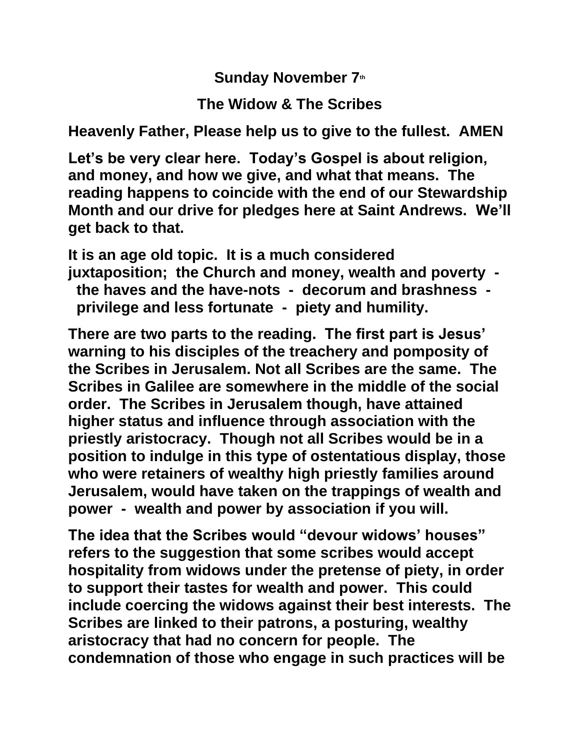**Sunday November 7th**

**The Widow & The Scribes**

**Heavenly Father, Please help us to give to the fullest. AMEN**

**Let's be very clear here. Today's Gospel is about religion, and money, and how we give, and what that means. The reading happens to coincide with the end of our Stewardship Month and our drive for pledges here at Saint Andrews. We'll get back to that.**

**It is an age old topic. It is a much considered juxtaposition; the Church and money, wealth and poverty - the haves and the have-nots - decorum and brashness - privilege and less fortunate - piety and humility.**

**There are two parts to the reading. The first part is Jesus' warning to his disciples of the treachery and pomposity of the Scribes in Jerusalem. Not all Scribes are the same. The Scribes in Galilee are somewhere in the middle of the social order. The Scribes in Jerusalem though, have attained higher status and influence through association with the priestly aristocracy. Though not all Scribes would be in a position to indulge in this type of ostentatious display, those who were retainers of wealthy high priestly families around Jerusalem, would have taken on the trappings of wealth and power - wealth and power by association if you will.**

**The idea that the Scribes would "devour widows' houses" refers to the suggestion that some scribes would accept hospitality from widows under the pretense of piety, in order to support their tastes for wealth and power. This could include coercing the widows against their best interests. The Scribes are linked to their patrons, a posturing, wealthy aristocracy that had no concern for people. The condemnation of those who engage in such practices will be**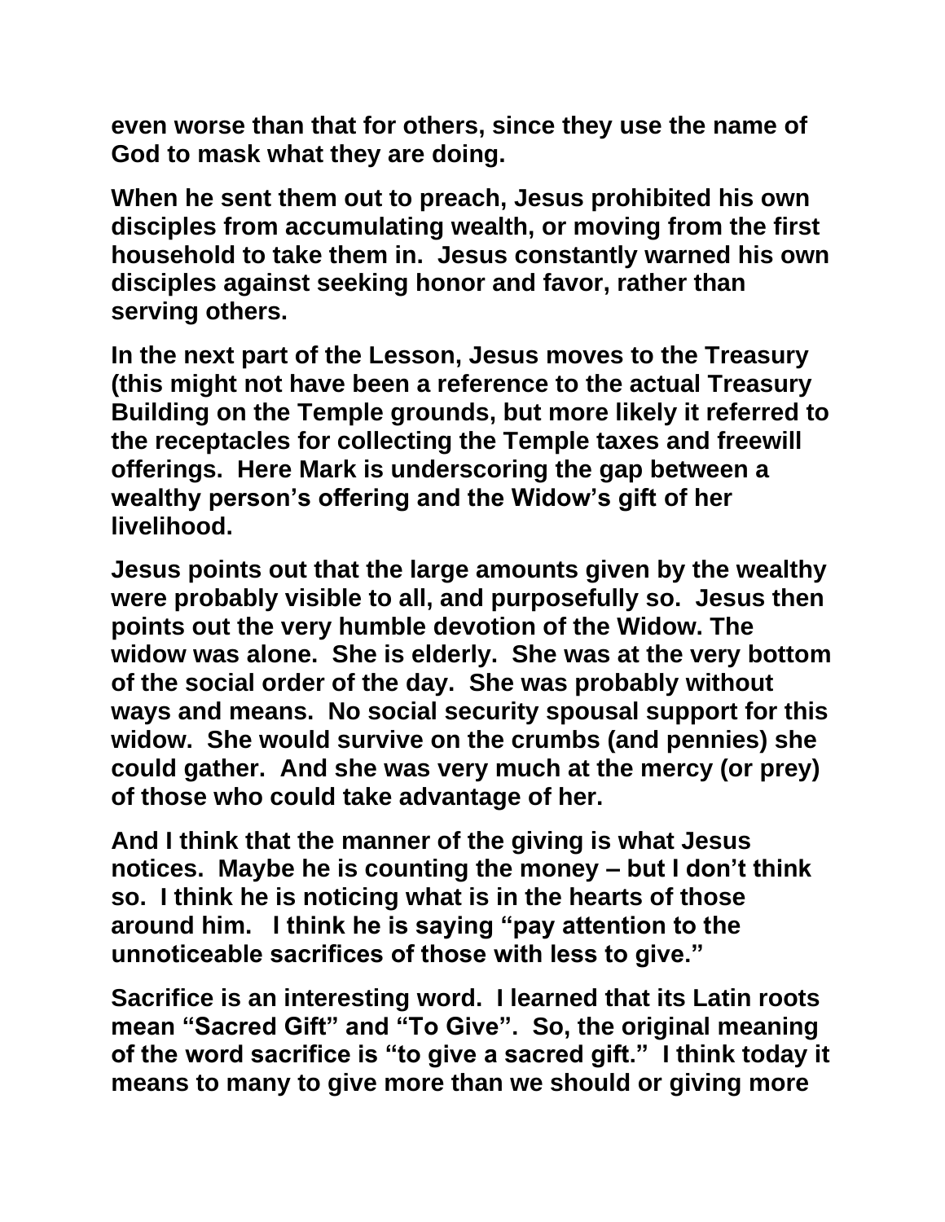**even worse than that for others, since they use the name of God to mask what they are doing.**

**When he sent them out to preach, Jesus prohibited his own disciples from accumulating wealth, or moving from the first household to take them in. Jesus constantly warned his own disciples against seeking honor and favor, rather than serving others.**

**In the next part of the Lesson, Jesus moves to the Treasury (this might not have been a reference to the actual Treasury Building on the Temple grounds, but more likely it referred to the receptacles for collecting the Temple taxes and freewill offerings. Here Mark is underscoring the gap between a wealthy person's offering and the Widow's gift of her livelihood.**

**Jesus points out that the large amounts given by the wealthy were probably visible to all, and purposefully so. Jesus then points out the very humble devotion of the Widow. The widow was alone. She is elderly. She was at the very bottom of the social order of the day. She was probably without ways and means. No social security spousal support for this widow. She would survive on the crumbs (and pennies) she could gather. And she was very much at the mercy (or prey) of those who could take advantage of her.**

**And I think that the manner of the giving is what Jesus notices. Maybe he is counting the money – but I don't think so. I think he is noticing what is in the hearts of those around him. I think he is saying "pay attention to the unnoticeable sacrifices of those with less to give."**

**Sacrifice is an interesting word. I learned that its Latin roots mean "Sacred Gift" and "To Give". So, the original meaning of the word sacrifice is "to give a sacred gift." I think today it means to many to give more than we should or giving more**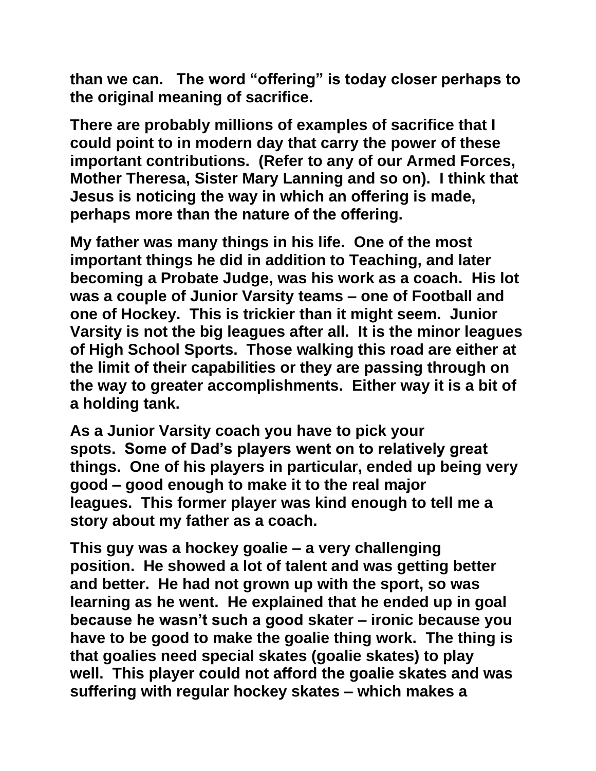**than we can. The word "offering" is today closer perhaps to the original meaning of sacrifice.**

**There are probably millions of examples of sacrifice that I could point to in modern day that carry the power of these important contributions. (Refer to any of our Armed Forces, Mother Theresa, Sister Mary Lanning and so on). I think that Jesus is noticing the way in which an offering is made, perhaps more than the nature of the offering.**

**My father was many things in his life. One of the most important things he did in addition to Teaching, and later becoming a Probate Judge, was his work as a coach. His lot was a couple of Junior Varsity teams – one of Football and one of Hockey. This is trickier than it might seem. Junior Varsity is not the big leagues after all. It is the minor leagues of High School Sports. Those walking this road are either at the limit of their capabilities or they are passing through on the way to greater accomplishments. Either way it is a bit of a holding tank.**

**As a Junior Varsity coach you have to pick your spots. Some of Dad's players went on to relatively great things. One of his players in particular, ended up being very good – good enough to make it to the real major leagues. This former player was kind enough to tell me a story about my father as a coach.**

**This guy was a hockey goalie – a very challenging position. He showed a lot of talent and was getting better and better. He had not grown up with the sport, so was learning as he went. He explained that he ended up in goal because he wasn't such a good skater – ironic because you have to be good to make the goalie thing work. The thing is that goalies need special skates (goalie skates) to play well. This player could not afford the goalie skates and was suffering with regular hockey skates – which makes a**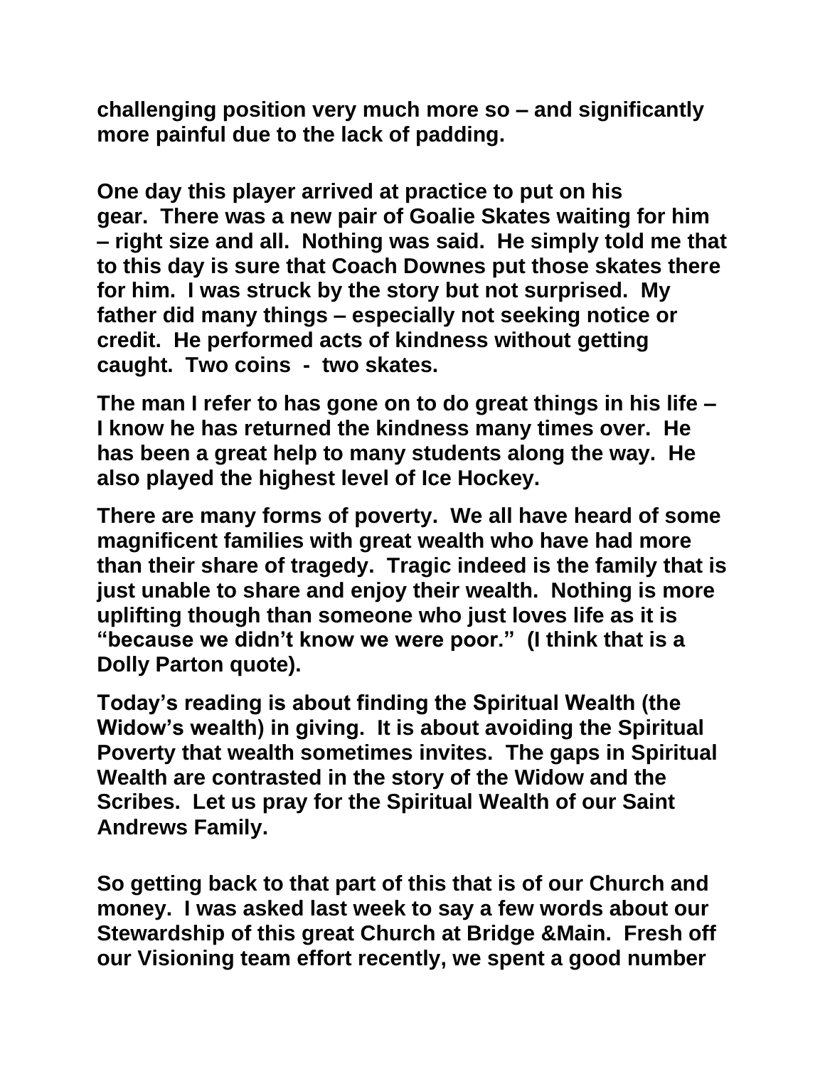**challenging position very much more so – and significantly more painful due to the lack of padding.**

**One day this player arrived at practice to put on his gear.  There was a new pair of Goalie Skates waiting for him – right size and all.  Nothing was said.  He simply told me that to this day is sure that Coach Downes put those skates there for him.  I was struck by the story but not surprised.  My father did many things – especially not seeking notice or credit.  He performed acts of kindness without getting caught.  Two coins  -  two skates.**

**The man I refer to has gone on to do great things in his life – I know he has returned the kindness many times over.  He has been a great help to many students along the way.  He also played the highest level of Ice Hockey.**

**There are many forms of poverty.  We all have heard of some magnificent families with great wealth who have had more than their share of tragedy.  Tragic indeed is the family that is just unable to share and enjoy their wealth.  Nothing is more uplifting though than someone who just loves life as it is "because we didn't know we were poor."  (I think that is a Dolly Parton quote).**

**Today's reading is about finding the Spiritual Wealth (the Widow's wealth) in giving.  It is about avoiding the Spiritual Poverty that wealth sometimes invites.  The gaps in Spiritual Wealth are contrasted in the story of the Widow and the Scribes.  Let us pray for the Spiritual Wealth of our Saint Andrews Family.**

**So getting back to that part of this that is of our Church and money.  I was asked last week to say a few words about our Stewardship of this great Church at Bridge &Main.  Fresh off our Visioning team effort recently, we spent a good number**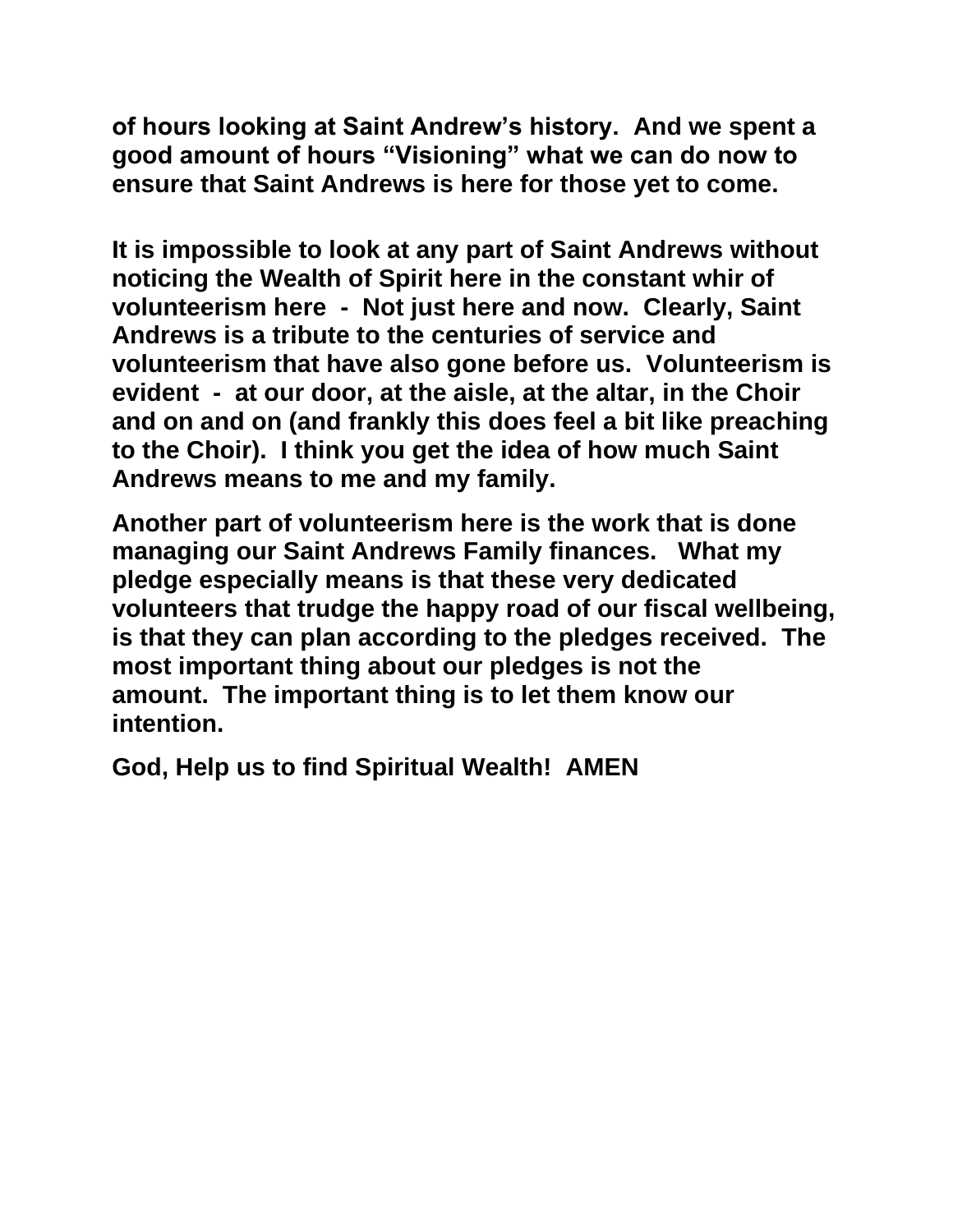**of hours looking at Saint Andrew's history. And we spent a good amount of hours "Visioning" what we can do now to ensure that Saint Andrews is here for those yet to come.**

**It is impossible to look at any part of Saint Andrews without noticing the Wealth of Spirit here in the constant whir of volunteerism here - Not just here and now. Clearly, Saint Andrews is a tribute to the centuries of service and volunteerism that have also gone before us. Volunteerism is evident - at our door, at the aisle, at the altar, in the Choir and on and on (and frankly this does feel a bit like preaching to the Choir). I think you get the idea of how much Saint Andrews means to me and my family.**

**Another part of volunteerism here is the work that is done managing our Saint Andrews Family finances. What my pledge especially means is that these very dedicated volunteers that trudge the happy road of our fiscal wellbeing, is that they can plan according to the pledges received. The most important thing about our pledges is not the amount. The important thing is to let them know our intention.**

**God, Help us to find Spiritual Wealth! AMEN**